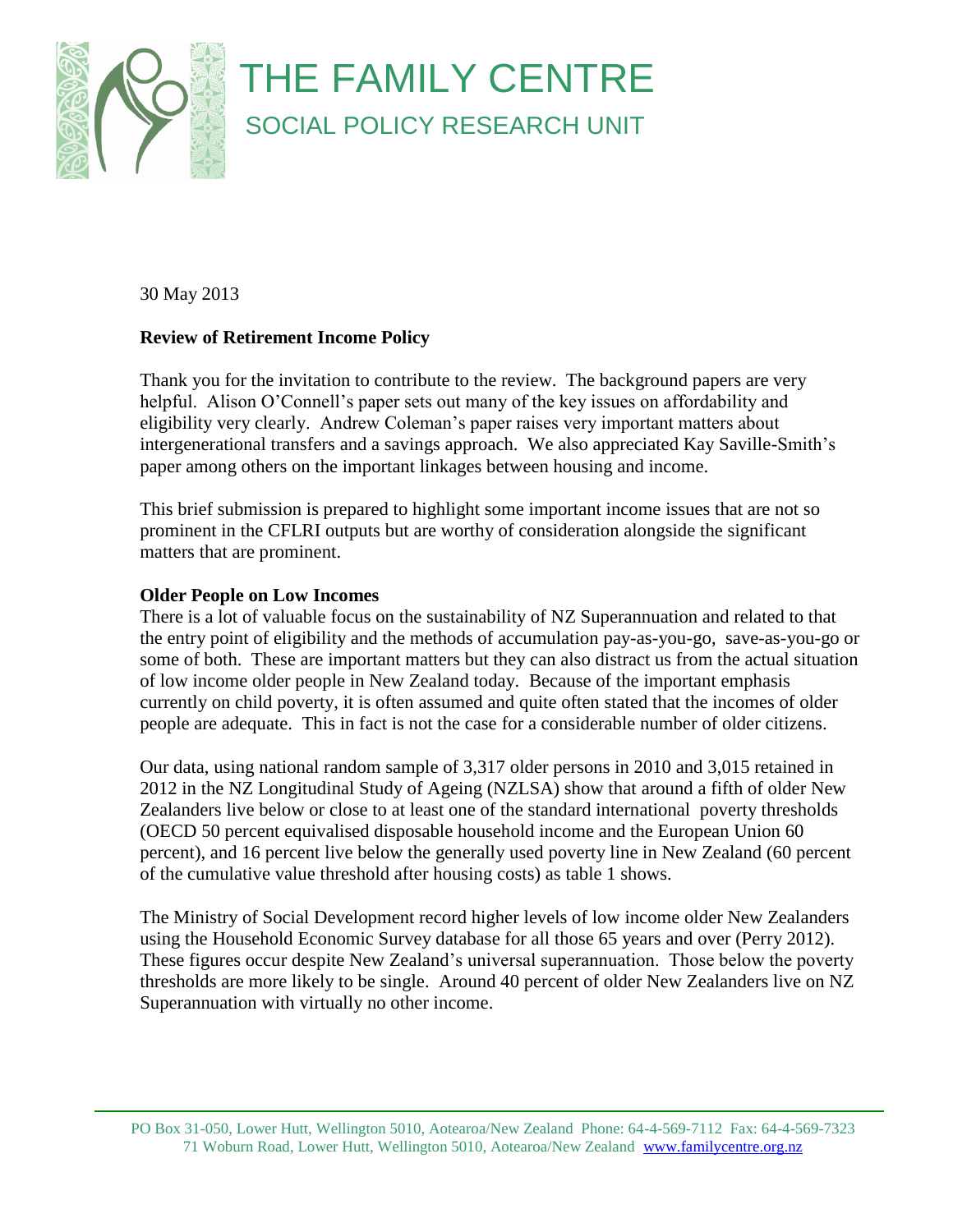# THE FAMILY CENTRE

## SOCIAL POLICY RESEARCH UNIT

30 May 2013

**Review of Retirement Income Policy**

Thank you for the invitation to contribute to the review. The background papers are very helpful. Alison O'Connell's paper sets out many of the key issues on affordability and eligibility very clearly. Andrew Coleman's paper raises very important matters about intergenerational transfers and a savings approach. We also appreciated Kay Saville-Smith's paper among others on the important linkages between housing and income.

This brief submission is prepared to highlight some important income issues that are not so prominent in the CFLRI outputs but are worthy of consideration alongside the significant matters that are prominent.

**Older People on Low Incomes**

There is a lot of valuable focus on the sustainability of NZ Superannuation and related to that the entry point of eligibility and the methods of accumulation pay-as-you-go, save-as-you-go or some of both. These are important matters but they can also distract us from the actual situation of low income older people in New Zealand today. Because of the important emphasis currently on child poverty, it is often assumed and quite often stated that the incomes of older people are adequate. This in fact is not the case for a considerable number of older citizens.

Our data, using national random sample of 3,317 older persons in 2010 and 3,015 retained in 2012 in the NZ Longitudinal Study of Ageing (NZLSA) show that around a fifth of older New Zealanders live below or close to at least one of the standard international poverty thresholds (OECD 50 percent equivalised disposable household income and the European Union 60 percent), and 16 percent live below the generally used poverty line in New Zealand (60 percent of the cumulative value threshold after housing costs) as table 1 shows.

The Ministry of Social Development record higher levels of low income older New Zealanders using the Household Economic Survey database for all those 65 years and over (Perry 2012). These figures occur despite New Zealand's universal superannuation. Those below the poverty thresholds are more likely to be single. Around 40 percent of older New Zealanders live on NZ Superannuation with virtually no other income.

PO Box 31-050, Lower Hutt, Wellington 5010, Aotearoa/New Zealand Phone: 64-4-569-7112 Fax: 64-4-569-7323
71 Woburn Road, Lower Hutt, Wellington 5010, Aotearoa/New Zealand www.familycentre.org.nz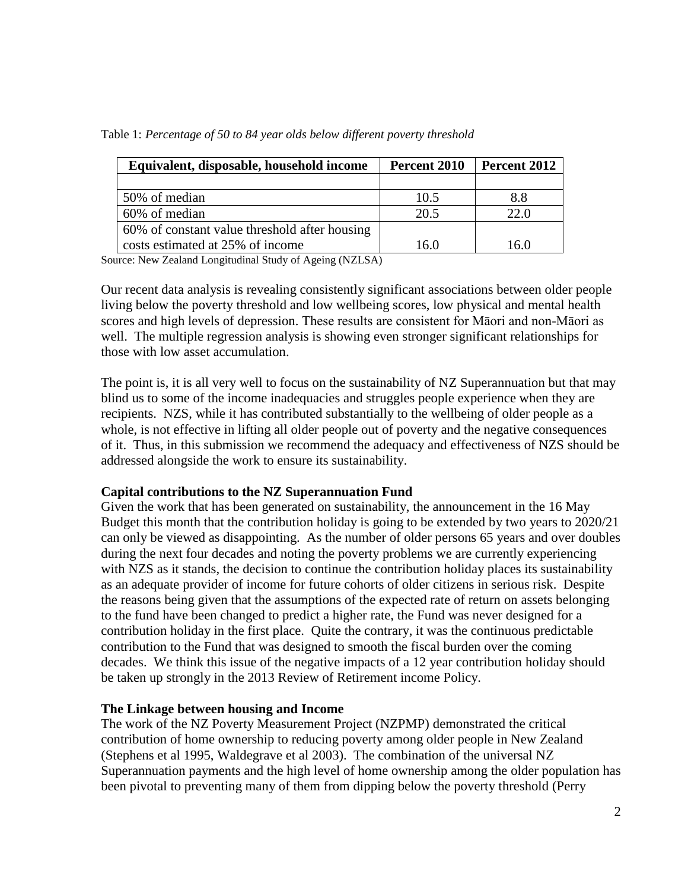Table 1: *Percentage of 50 to 84 year olds below different poverty threshold*

| Equivalent, disposable, household income | Percent 2010 | Percent 2012 |
|---|---|---|
| | | |
| 50% of median | 10.5 | 8.8 |
| 60% of median | 20.5 | 22.0 |
| 60% of constant value threshold after housing costs estimated at 25% of income | 16.0 | 16.0 |

Source: New Zealand Longitudinal Study of Ageing (NZLSA)

Our recent data analysis is revealing consistently significant associations between older people living below the poverty threshold and low wellbeing scores, low physical and mental health scores and high levels of depression. These results are consistent for Māori and non-Māori as well. The multiple regression analysis is showing even stronger significant relationships for those with low asset accumulation.

The point is, it is all very well to focus on the sustainability of NZ Superannuation but that may blind us to some of the income inadequacies and struggles people experience when they are recipients. NZS, while it has contributed substantially to the wellbeing of older people as a whole, is not effective in lifting all older people out of poverty and the negative consequences of it. Thus, in this submission we recommend the adequacy and effectiveness of NZS should be addressed alongside the work to ensure its sustainability.

**Capital contributions to the NZ Superannuation Fund**

Given the work that has been generated on sustainability, the announcement in the 16 May Budget this month that the contribution holiday is going to be extended by two years to 2020/21 can only be viewed as disappointing. As the number of older persons 65 years and over doubles during the next four decades and noting the poverty problems we are currently experiencing with NZS as it stands, the decision to continue the contribution holiday places its sustainability as an adequate provider of income for future cohorts of older citizens in serious risk. Despite the reasons being given that the assumptions of the expected rate of return on assets belonging to the fund have been changed to predict a higher rate, the Fund was never designed for a contribution holiday in the first place. Quite the contrary, it was the continuous predictable contribution to the Fund that was designed to smooth the fiscal burden over the coming decades. We think this issue of the negative impacts of a 12 year contribution holiday should be taken up strongly in the 2013 Review of Retirement income Policy.

**The Linkage between housing and Income**

The work of the NZ Poverty Measurement Project (NZPMP) demonstrated the critical contribution of home ownership to reducing poverty among older people in New Zealand (Stephens et al 1995, Waldegrave et al 2003). The combination of the universal NZ Superannuation payments and the high level of home ownership among the older population has been pivotal to preventing many of them from dipping below the poverty threshold (Perry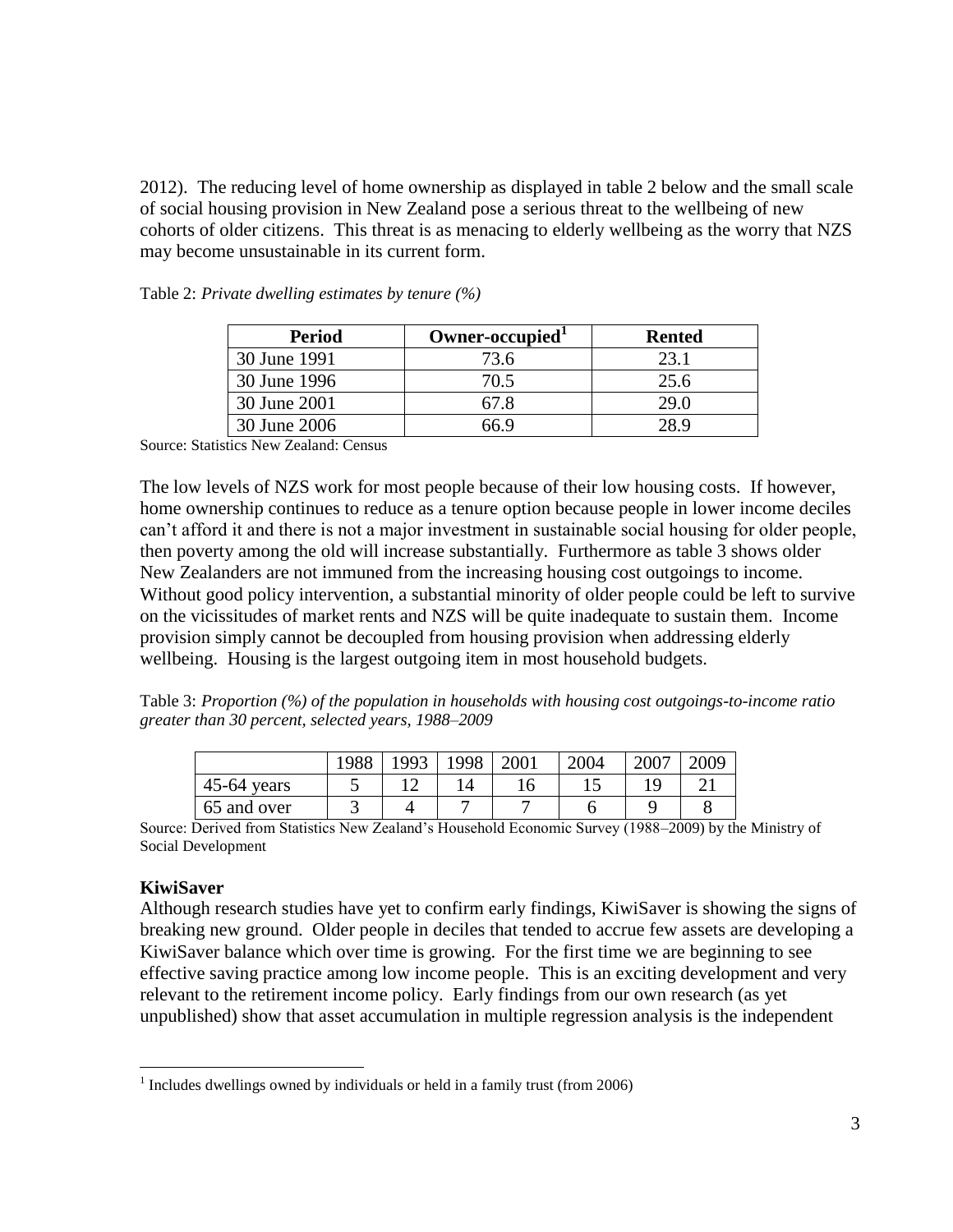2012). The reducing level of home ownership as displayed in table 2 below and the small scale of social housing provision in New Zealand pose a serious threat to the wellbeing of new cohorts of older citizens. This threat is as menacing to elderly wellbeing as the worry that NZS may become unsustainable in its current form.

Table 2: *Private dwelling estimates by tenure (%)*

| Period | Owner-occupied[1] | Rented |
|---|---|---|
| 30 June 1991 | 73.6 | 23.1 |
| 30 June 1996 | 70.5 | 25.6 |
| 30 June 2001 | 67.8 | 29.0 |
| 30 June 2006 | 66.9 | 28.9 |

Source: Statistics New Zealand: Census

The low levels of NZS work for most people because of their low housing costs. If however, home ownership continues to reduce as a tenure option because people in lower income deciles can't afford it and there is not a major investment in sustainable social housing for older people, then poverty among the old will increase substantially. Furthermore as table 3 shows older New Zealanders are not immuned from the increasing housing cost outgoings to income. Without good policy intervention, a substantial minority of older people could be left to survive on the vicissitudes of market rents and NZS will be quite inadequate to sustain them. Income provision simply cannot be decoupled from housing provision when addressing elderly wellbeing. Housing is the largest outgoing item in most household budgets.

Table 3: *Proportion (%) of the population in households with housing cost outgoings-to-income ratio greater than 30 percent, selected years, 1988–2009*

| | 1988 | 1993 | 1998 | 2001 | 2004 | 2007 | 2009 |
|---|---|---|---|---|---|---|---|
| 45-64 years | 5 | 12 | 14 | 16 | 15 | 19 | 21 |
| 65 and over | 3 | 4 | 7 | 7 | 6 | 9 | 8 |

Source: Derived from Statistics New Zealand's Household Economic Survey (1988–2009) by the Ministry of Social Development

**KiwiSaver**

Although research studies have yet to confirm early findings, KiwiSaver is showing the signs of breaking new ground. Older people in deciles that tended to accrue few assets are developing a KiwiSaver balance which over time is growing. For the first time we are beginning to see effective saving practice among low income people. This is an exciting development and very relevant to the retirement income policy. Early findings from our own research (as yet unpublished) show that asset accumulation in multiple regression analysis is the independent

[1] Includes dwellings owned by individuals or held in a family trust (from 2006)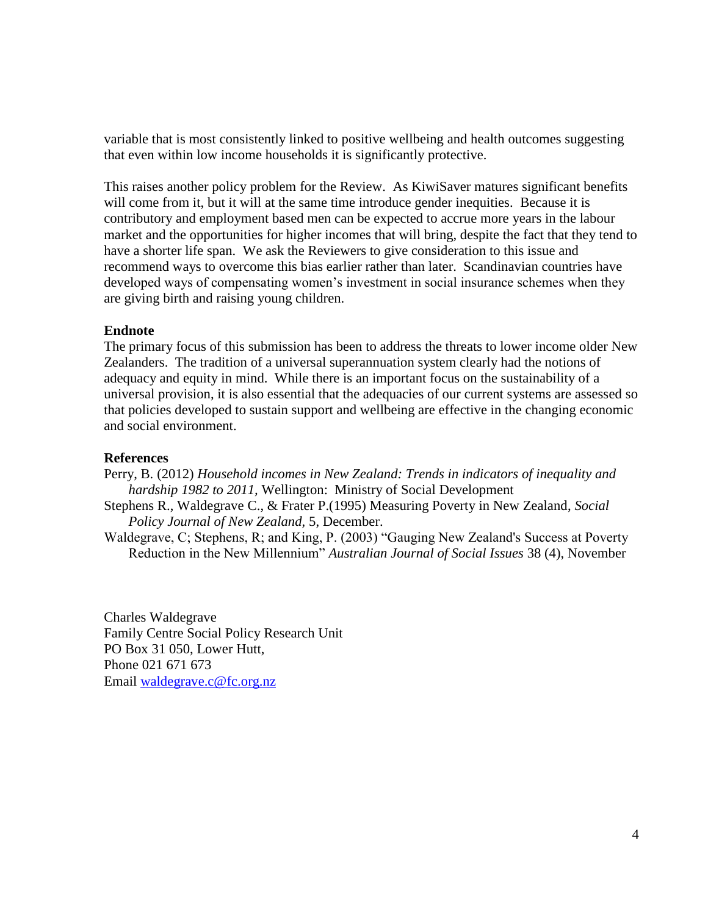variable that is most consistently linked to positive wellbeing and health outcomes suggesting that even within low income households it is significantly protective.

This raises another policy problem for the Review. As KiwiSaver matures significant benefits will come from it, but it will at the same time introduce gender inequities. Because it is contributory and employment based men can be expected to accrue more years in the labour market and the opportunities for higher incomes that will bring, despite the fact that they tend to have a shorter life span. We ask the Reviewers to give consideration to this issue and recommend ways to overcome this bias earlier rather than later. Scandinavian countries have developed ways of compensating women's investment in social insurance schemes when they are giving birth and raising young children.

**Endnote**

The primary focus of this submission has been to address the threats to lower income older New Zealanders. The tradition of a universal superannuation system clearly had the notions of adequacy and equity in mind. While there is an important focus on the sustainability of a universal provision, it is also essential that the adequacies of our current systems are assessed so that policies developed to sustain support and wellbeing are effective in the changing economic and social environment.

**References**

Perry, B. (2012) *Household incomes in New Zealand: Trends in indicators of inequality and hardship 1982 to 2011*, Wellington: Ministry of Social Development

Stephens R., Waldegrave C., & Frater P.(1995) Measuring Poverty in New Zealand, *Social Policy Journal of New Zealand*, 5, December.

Waldegrave, C; Stephens, R; and King, P. (2003) "Gauging New Zealand's Success at Poverty Reduction in the New Millennium" *Australian Journal of Social Issues* 38 (4), November

Charles Waldegrave
Family Centre Social Policy Research Unit
PO Box 31 050, Lower Hutt,
Phone 021 671 673
Email waldegrave.c@fc.org.nz